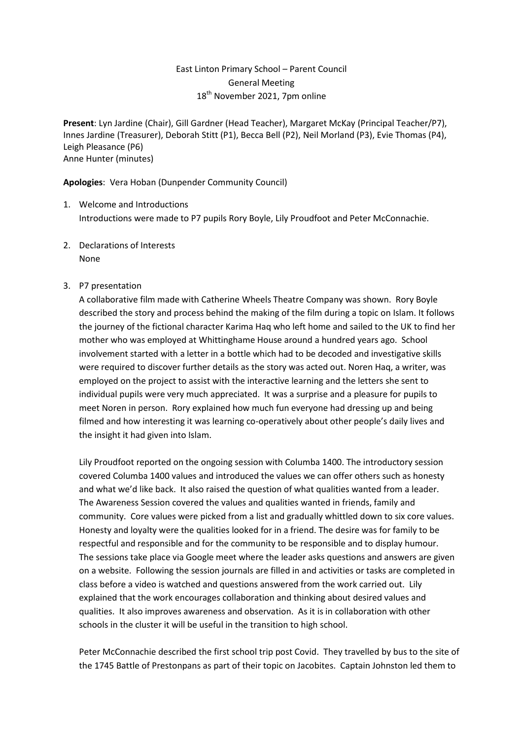East Linton Primary School – Parent Council
General Meeting
18th November 2021, 7pm online

**Present**: Lyn Jardine (Chair), Gill Gardner (Head Teacher), Margaret McKay (Principal Teacher/P7), Innes Jardine (Treasurer), Deborah Stitt (P1), Becca Bell (P2), Neil Morland (P3), Evie Thomas (P4), Leigh Pleasance (P6)
Anne Hunter (minutes)

**Apologies**: Vera Hoban (Dunpender Community Council)

1. Welcome and Introductions
   Introductions were made to P7 pupils Rory Boyle, Lily Proudfoot and Peter McConnachie.

2. Declarations of Interests
   None

3. P7 presentation
   A collaborative film made with Catherine Wheels Theatre Company was shown. Rory Boyle described the story and process behind the making of the film during a topic on Islam. It follows the journey of the fictional character Karima Haq who left home and sailed to the UK to find her mother who was employed at Whittinghame House around a hundred years ago. School involvement started with a letter in a bottle which had to be decoded and investigative skills were required to discover further details as the story was acted out. Noren Haq, a writer, was employed on the project to assist with the interactive learning and the letters she sent to individual pupils were very much appreciated. It was a surprise and a pleasure for pupils to meet Noren in person. Rory explained how much fun everyone had dressing up and being filmed and how interesting it was learning co-operatively about other people's daily lives and the insight it had given into Islam.

   Lily Proudfoot reported on the ongoing session with Columba 1400. The introductory session covered Columba 1400 values and introduced the values we can offer others such as honesty and what we'd like back. It also raised the question of what qualities wanted from a leader. The Awareness Session covered the values and qualities wanted in friends, family and community. Core values were picked from a list and gradually whittled down to six core values. Honesty and loyalty were the qualities looked for in a friend. The desire was for family to be respectful and responsible and for the community to be responsible and to display humour. The sessions take place via Google meet where the leader asks questions and answers are given on a website. Following the session journals are filled in and activities or tasks are completed in class before a video is watched and questions answered from the work carried out. Lily explained that the work encourages collaboration and thinking about desired values and qualities. It also improves awareness and observation. As it is in collaboration with other schools in the cluster it will be useful in the transition to high school.

   Peter McConnachie described the first school trip post Covid. They travelled by bus to the site of the 1745 Battle of Prestonpans as part of their topic on Jacobites. Captain Johnston led them to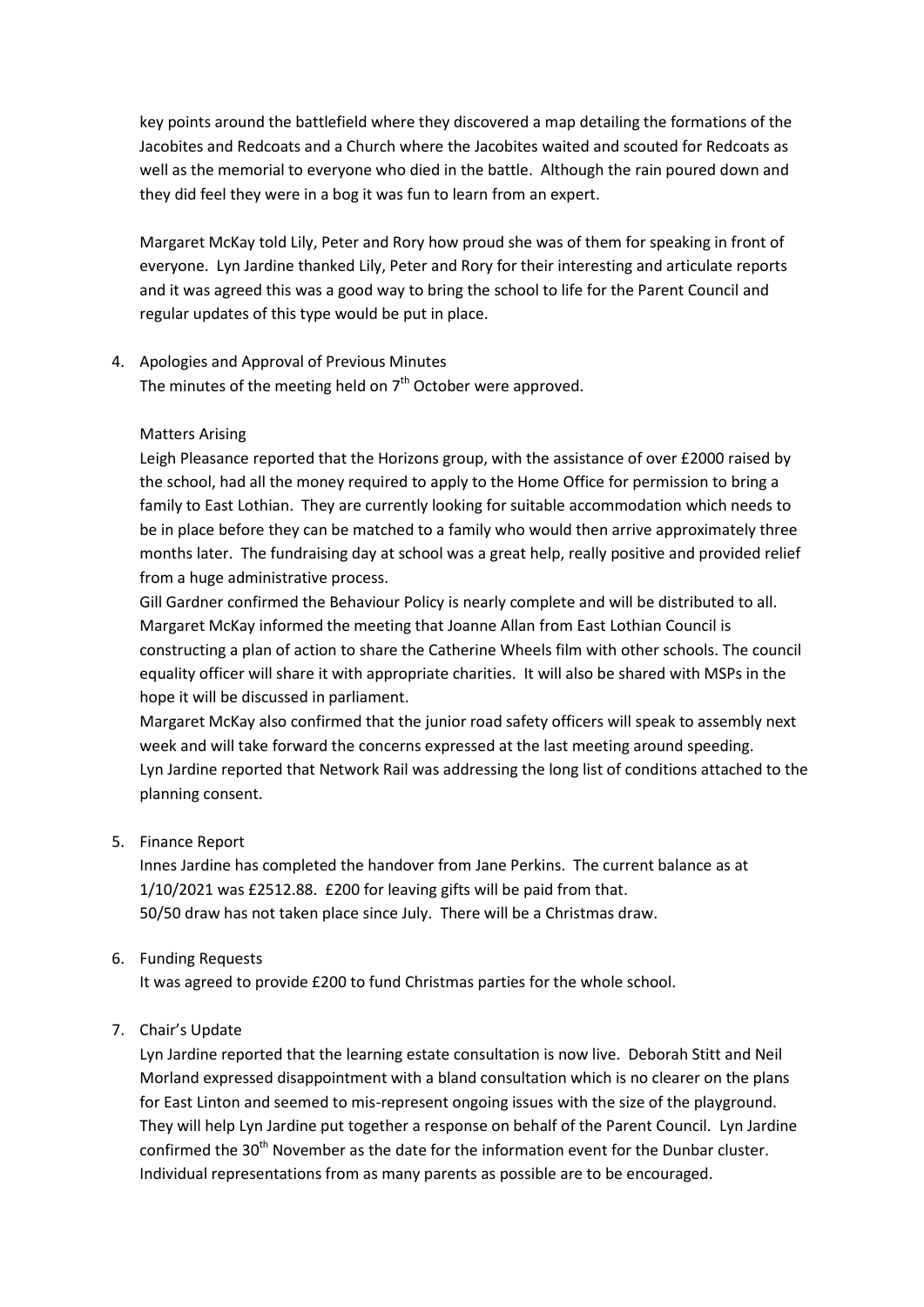key points around the battlefield where they discovered a map detailing the formations of the Jacobites and Redcoats and a Church where the Jacobites waited and scouted for Redcoats as well as the memorial to everyone who died in the battle. Although the rain poured down and they did feel they were in a bog it was fun to learn from an expert.

Margaret McKay told Lily, Peter and Rory how proud she was of them for speaking in front of everyone. Lyn Jardine thanked Lily, Peter and Rory for their interesting and articulate reports and it was agreed this was a good way to bring the school to life for the Parent Council and regular updates of this type would be put in place.

4. Apologies and Approval of Previous Minutes
   The minutes of the meeting held on 7th October were approved.

   Matters Arising
   Leigh Pleasance reported that the Horizons group, with the assistance of over £2000 raised by the school, had all the money required to apply to the Home Office for permission to bring a family to East Lothian. They are currently looking for suitable accommodation which needs to be in place before they can be matched to a family who would then arrive approximately three months later. The fundraising day at school was a great help, really positive and provided relief from a huge administrative process.
   Gill Gardner confirmed the Behaviour Policy is nearly complete and will be distributed to all.
   Margaret McKay informed the meeting that Joanne Allan from East Lothian Council is constructing a plan of action to share the Catherine Wheels film with other schools. The council equality officer will share it with appropriate charities. It will also be shared with MSPs in the hope it will be discussed in parliament.
   Margaret McKay also confirmed that the junior road safety officers will speak to assembly next week and will take forward the concerns expressed at the last meeting around speeding.
   Lyn Jardine reported that Network Rail was addressing the long list of conditions attached to the planning consent.

5. Finance Report
   Innes Jardine has completed the handover from Jane Perkins. The current balance as at 1/10/2021 was £2512.88. £200 for leaving gifts will be paid from that.
   50/50 draw has not taken place since July. There will be a Christmas draw.

6. Funding Requests
   It was agreed to provide £200 to fund Christmas parties for the whole school.

7. Chair's Update
   Lyn Jardine reported that the learning estate consultation is now live. Deborah Stitt and Neil Morland expressed disappointment with a bland consultation which is no clearer on the plans for East Linton and seemed to mis-represent ongoing issues with the size of the playground. They will help Lyn Jardine put together a response on behalf of the Parent Council. Lyn Jardine confirmed the 30th November as the date for the information event for the Dunbar cluster. Individual representations from as many parents as possible are to be encouraged.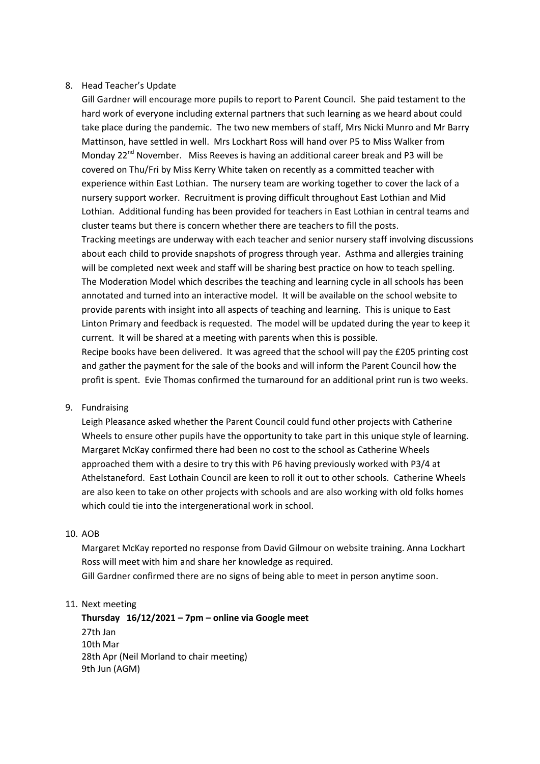8. Head Teacher's Update

   Gill Gardner will encourage more pupils to report to Parent Council. She paid testament to the hard work of everyone including external partners that such learning as we heard about could take place during the pandemic. The two new members of staff, Mrs Nicki Munro and Mr Barry Mattinson, have settled in well. Mrs Lockhart Ross will hand over P5 to Miss Walker from Monday 22nd November. Miss Reeves is having an additional career break and P3 will be covered on Thu/Fri by Miss Kerry White taken on recently as a committed teacher with experience within East Lothian. The nursery team are working together to cover the lack of a nursery support worker. Recruitment is proving difficult throughout East Lothian and Mid Lothian. Additional funding has been provided for teachers in East Lothian in central teams and cluster teams but there is concern whether there are teachers to fill the posts.

   Tracking meetings are underway with each teacher and senior nursery staff involving discussions about each child to provide snapshots of progress through year. Asthma and allergies training will be completed next week and staff will be sharing best practice on how to teach spelling. The Moderation Model which describes the teaching and learning cycle in all schools has been annotated and turned into an interactive model. It will be available on the school website to provide parents with insight into all aspects of teaching and learning. This is unique to East Linton Primary and feedback is requested. The model will be updated during the year to keep it current. It will be shared at a meeting with parents when this is possible.

   Recipe books have been delivered. It was agreed that the school will pay the £205 printing cost and gather the payment for the sale of the books and will inform the Parent Council how the profit is spent. Evie Thomas confirmed the turnaround for an additional print run is two weeks.

9. Fundraising

   Leigh Pleasance asked whether the Parent Council could fund other projects with Catherine Wheels to ensure other pupils have the opportunity to take part in this unique style of learning. Margaret McKay confirmed there had been no cost to the school as Catherine Wheels approached them with a desire to try this with P6 having previously worked with P3/4 at Athelstaneford. East Lothain Council are keen to roll it out to other schools. Catherine Wheels are also keen to take on other projects with schools and are also working with old folks homes which could tie into the intergenerational work in school.

10. AOB

    Margaret McKay reported no response from David Gilmour on website training. Anna Lockhart Ross will meet with him and share her knowledge as required.

    Gill Gardner confirmed there are no signs of being able to meet in person anytime soon.

11. Next meeting

    **Thursday 16/12/2021 – 7pm – online via Google meet**

    27th Jan
    10th Mar
    28th Apr (Neil Morland to chair meeting)
    9th Jun (AGM)